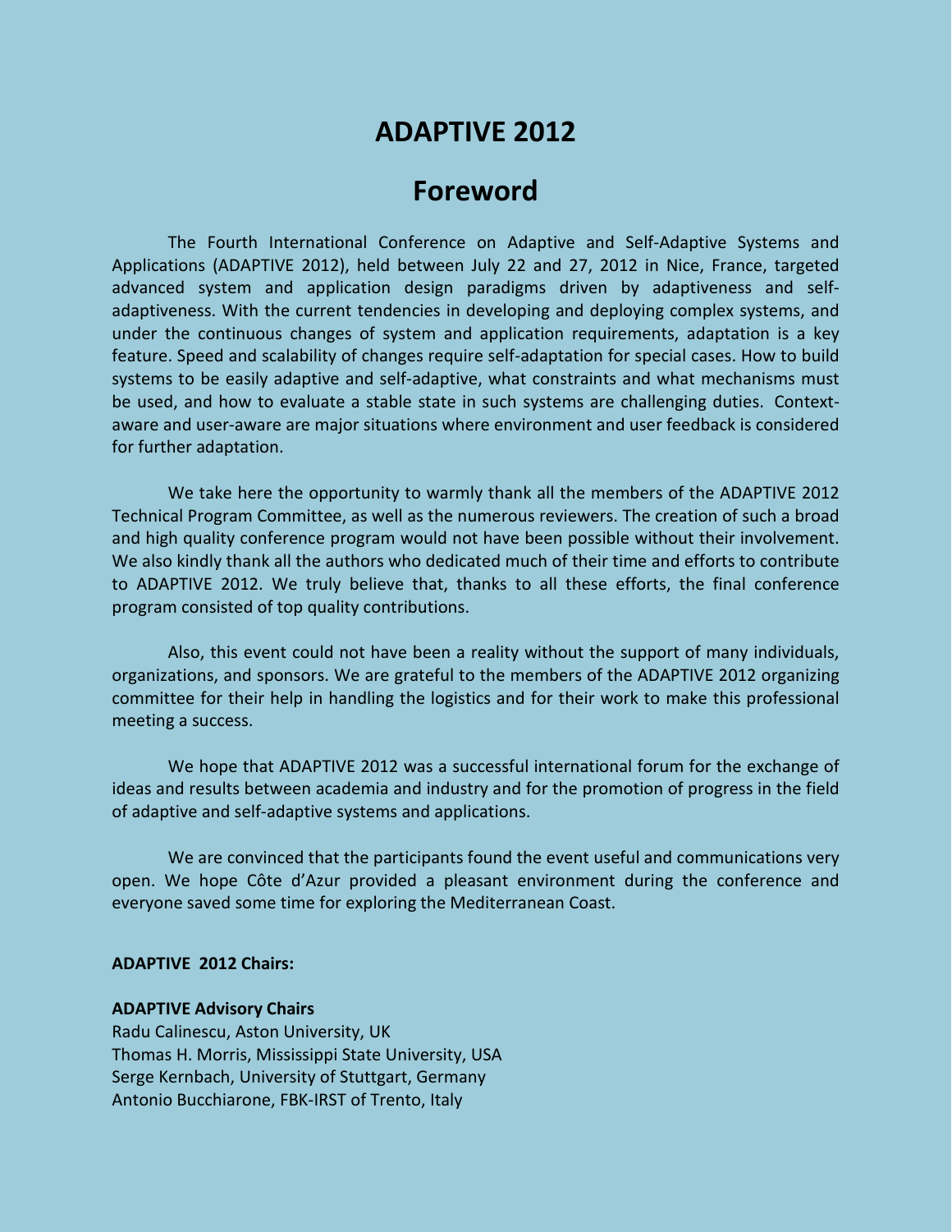# ADAPTIVE 2012

## Foreword

The Fourth International Conference on Adaptive and Self-Adaptive Systems and Applications (ADAPTIVE 2012), held between July 22 and 27, 2012 in Nice, France, targeted advanced system and application design paradigms driven by adaptiveness and self-adaptiveness. With the current tendencies in developing and deploying complex systems, and under the continuous changes of system and application requirements, adaptation is a key feature. Speed and scalability of changes require self-adaptation for special cases. How to build systems to be easily adaptive and self-adaptive, what constraints and what mechanisms must be used, and how to evaluate a stable state in such systems are challenging duties. Context-aware and user-aware are major situations where environment and user feedback is considered for further adaptation.

We take here the opportunity to warmly thank all the members of the ADAPTIVE 2012 Technical Program Committee, as well as the numerous reviewers. The creation of such a broad and high quality conference program would not have been possible without their involvement. We also kindly thank all the authors who dedicated much of their time and efforts to contribute to ADAPTIVE 2012. We truly believe that, thanks to all these efforts, the final conference program consisted of top quality contributions.

Also, this event could not have been a reality without the support of many individuals, organizations, and sponsors. We are grateful to the members of the ADAPTIVE 2012 organizing committee for their help in handling the logistics and for their work to make this professional meeting a success.

We hope that ADAPTIVE 2012 was a successful international forum for the exchange of ideas and results between academia and industry and for the promotion of progress in the field of adaptive and self-adaptive systems and applications.

We are convinced that the participants found the event useful and communications very open. We hope Côte d'Azur provided a pleasant environment during the conference and everyone saved some time for exploring the Mediterranean Coast.

**ADAPTIVE 2012 Chairs:**

**ADAPTIVE Advisory Chairs**
Radu Calinescu, Aston University, UK
Thomas H. Morris, Mississippi State University, USA
Serge Kernbach, University of Stuttgart, Germany
Antonio Bucchiarone, FBK-IRST of Trento, Italy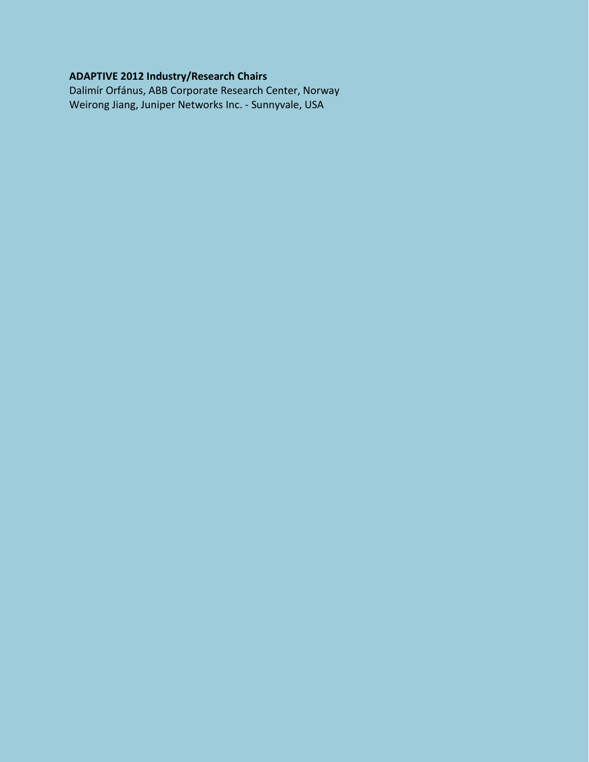**ADAPTIVE 2012 Industry/Research Chairs**

Dalimír Orfánus, ABB Corporate Research Center, Norway
Weirong Jiang, Juniper Networks Inc. - Sunnyvale, USA